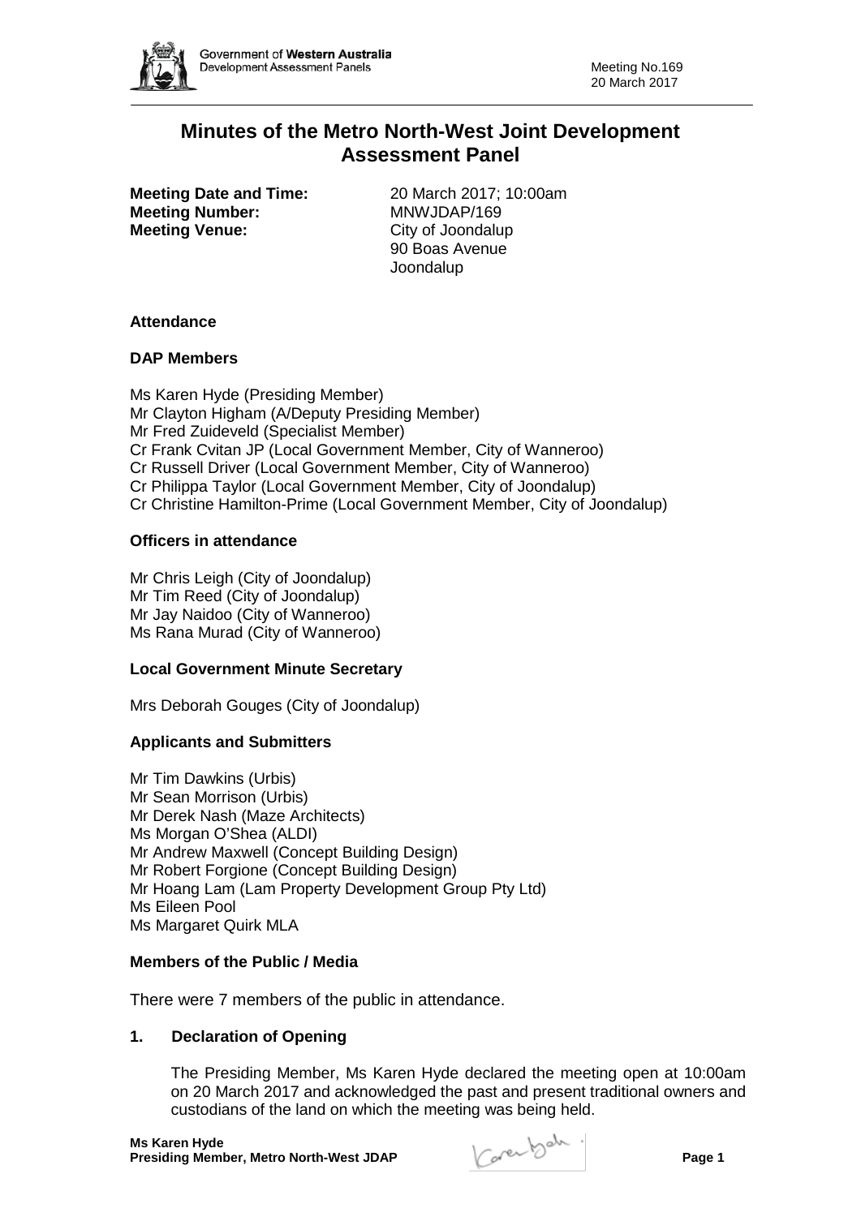# Minutes of the Metro North-West Joint Development Assessment Panel

**Meeting Date and Time:** 20 March 2017; 10:00am
**Meeting Number:** MNWJDAP/169
**Meeting Venue:** City of Joondalup
90 Boas Avenue
Joondalup

## Attendance

### DAP Members

Ms Karen Hyde (Presiding Member)
Mr Clayton Higham (A/Deputy Presiding Member)
Mr Fred Zuideveld (Specialist Member)
Cr Frank Cvitan JP (Local Government Member, City of Wanneroo)
Cr Russell Driver (Local Government Member, City of Wanneroo)
Cr Philippa Taylor (Local Government Member, City of Joondalup)
Cr Christine Hamilton-Prime (Local Government Member, City of Joondalup)

### Officers in attendance

Mr Chris Leigh (City of Joondalup)
Mr Tim Reed (City of Joondalup)
Mr Jay Naidoo (City of Wanneroo)
Ms Rana Murad (City of Wanneroo)

### Local Government Minute Secretary

Mrs Deborah Gouges (City of Joondalup)

### Applicants and Submitters

Mr Tim Dawkins (Urbis)
Mr Sean Morrison (Urbis)
Mr Derek Nash (Maze Architects)
Ms Morgan O'Shea (ALDI)
Mr Andrew Maxwell (Concept Building Design)
Mr Robert Forgione (Concept Building Design)
Mr Hoang Lam (Lam Property Development Group Pty Ltd)
Ms Eileen Pool
Ms Margaret Quirk MLA

### Members of the Public / Media

There were 7 members of the public in attendance.

## 1. Declaration of Opening

The Presiding Member, Ms Karen Hyde declared the meeting open at 10:00am on 20 March 2017 and acknowledged the past and present traditional owners and custodians of the land on which the meeting was being held.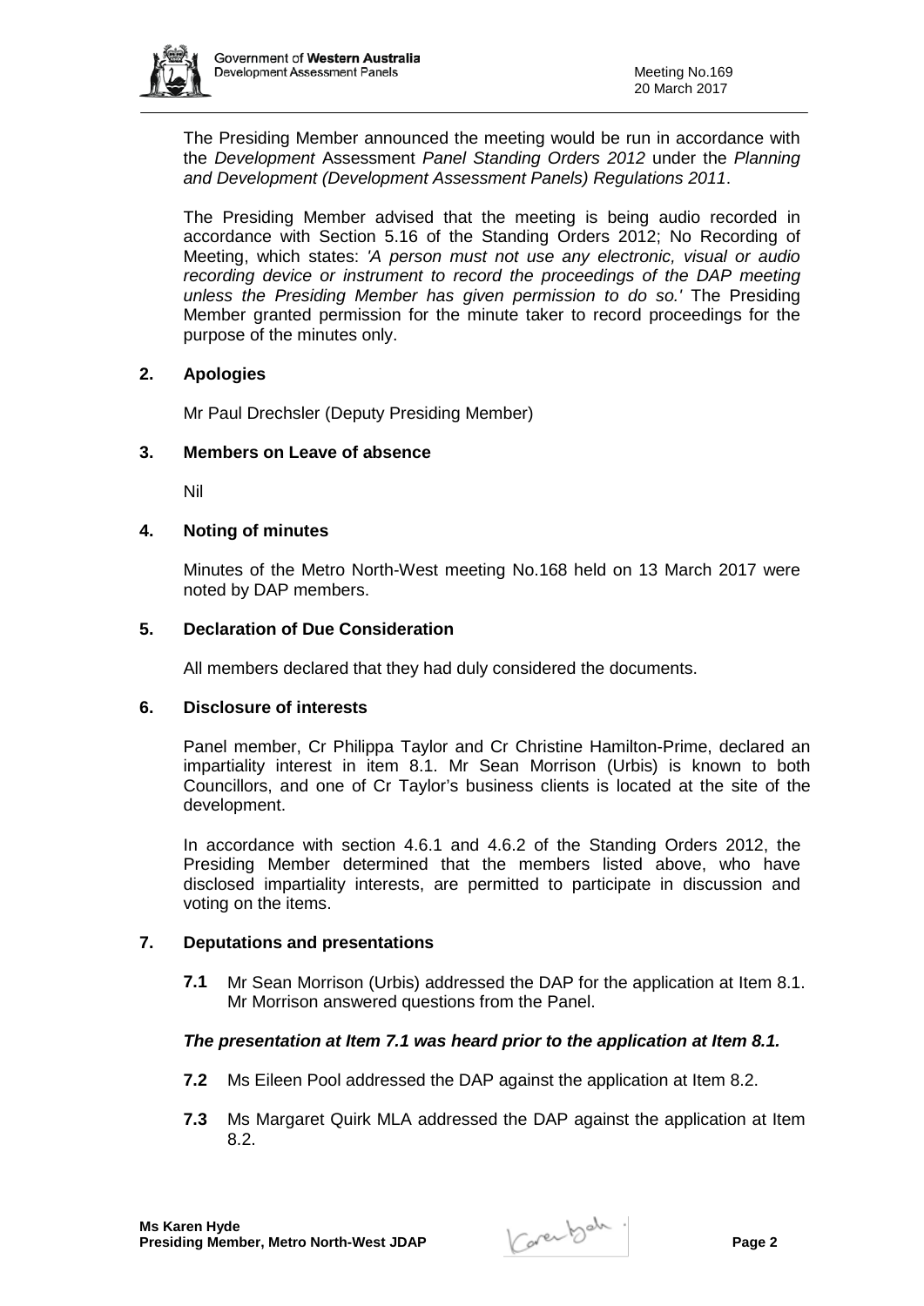The Presiding Member announced the meeting would be run in accordance with the *Development* Assessment *Panel Standing Orders 2012* under the *Planning and Development (Development Assessment Panels) Regulations 2011*.

The Presiding Member advised that the meeting is being audio recorded in accordance with Section 5.16 of the Standing Orders 2012; No Recording of Meeting, which states: *'A person must not use any electronic, visual or audio recording device or instrument to record the proceedings of the DAP meeting unless the Presiding Member has given permission to do so.'* The Presiding Member granted permission for the minute taker to record proceedings for the purpose of the minutes only.

## 2. Apologies

Mr Paul Drechsler (Deputy Presiding Member)

## 3. Members on Leave of absence

Nil

## 4. Noting of minutes

Minutes of the Metro North-West meeting No.168 held on 13 March 2017 were noted by DAP members.

## 5. Declaration of Due Consideration

All members declared that they had duly considered the documents.

## 6. Disclosure of interests

Panel member, Cr Philippa Taylor and Cr Christine Hamilton-Prime, declared an impartiality interest in item 8.1. Mr Sean Morrison (Urbis) is known to both Councillors, and one of Cr Taylor's business clients is located at the site of the development.

In accordance with section 4.6.1 and 4.6.2 of the Standing Orders 2012, the Presiding Member determined that the members listed above, who have disclosed impartiality interests, are permitted to participate in discussion and voting on the items.

## 7. Deputations and presentations

**7.1** Mr Sean Morrison (Urbis) addressed the DAP for the application at Item 8.1. Mr Morrison answered questions from the Panel.

***The presentation at Item 7.1 was heard prior to the application at Item 8.1.***

**7.2** Ms Eileen Pool addressed the DAP against the application at Item 8.2.

**7.3** Ms Margaret Quirk MLA addressed the DAP against the application at Item 8.2.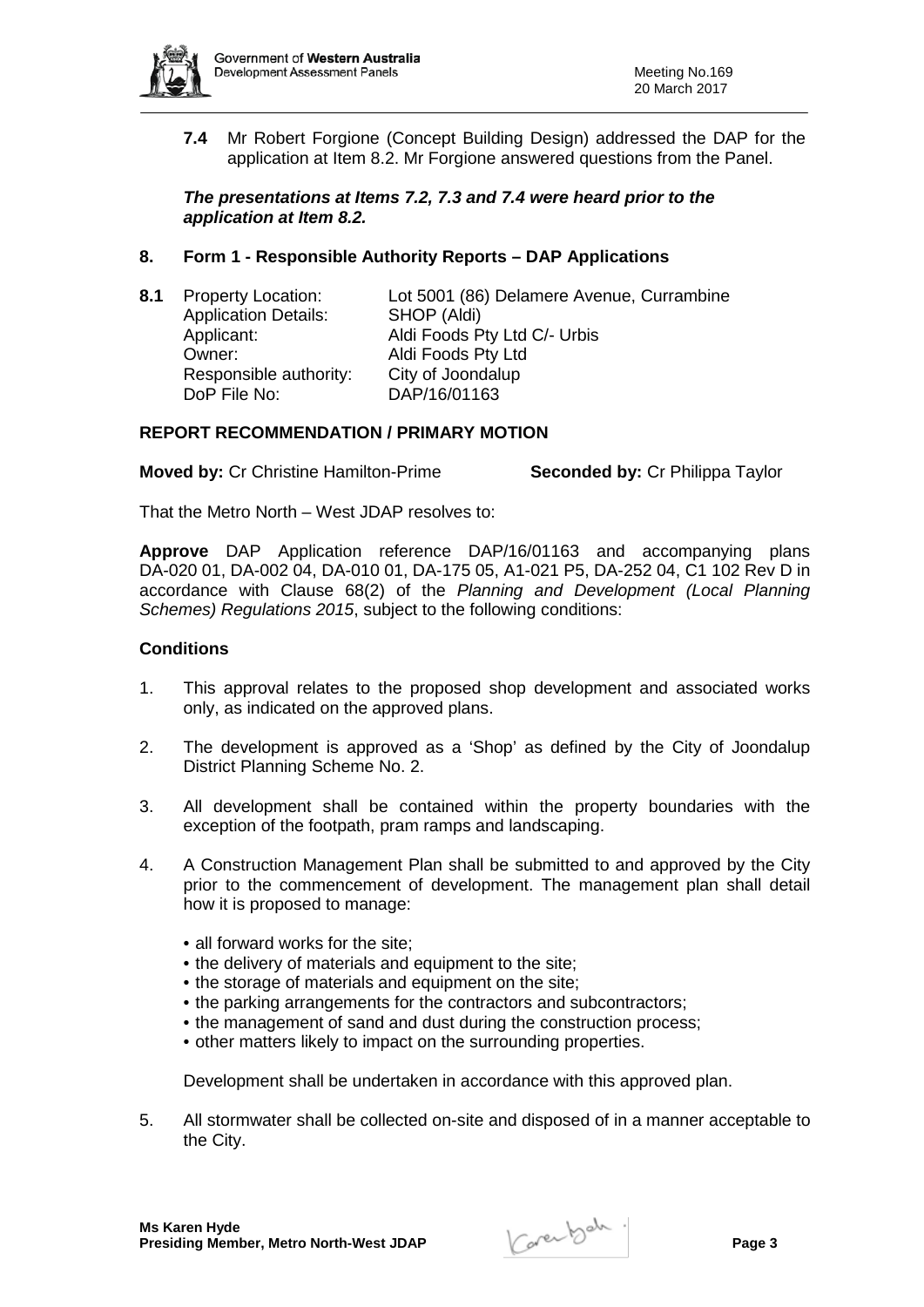**7.4** Mr Robert Forgione (Concept Building Design) addressed the DAP for the application at Item 8.2. Mr Forgione answered questions from the Panel.

***The presentations at Items 7.2, 7.3 and 7.4 were heard prior to the application at Item 8.2.***

## 8. Form 1 - Responsible Authority Reports – DAP Applications

**8.1** Property Location: Lot 5001 (86) Delamere Avenue, Currambine
Application Details: SHOP (Aldi)
Applicant: Aldi Foods Pty Ltd C/- Urbis
Owner: Aldi Foods Pty Ltd
Responsible authority: City of Joondalup
DoP File No: DAP/16/01163

### REPORT RECOMMENDATION / PRIMARY MOTION

**Moved by:** Cr Christine Hamilton-Prime **Seconded by:** Cr Philippa Taylor

That the Metro North – West JDAP resolves to:

**Approve** DAP Application reference DAP/16/01163 and accompanying plans DA-020 01, DA-002 04, DA-010 01, DA-175 05, A1-021 P5, DA-252 04, C1 102 Rev D in accordance with Clause 68(2) of the *Planning and Development (Local Planning Schemes) Regulations 2015*, subject to the following conditions:

### Conditions

1. This approval relates to the proposed shop development and associated works only, as indicated on the approved plans.

2. The development is approved as a 'Shop' as defined by the City of Joondalup District Planning Scheme No. 2.

3. All development shall be contained within the property boundaries with the exception of the footpath, pram ramps and landscaping.

4. A Construction Management Plan shall be submitted to and approved by the City prior to the commencement of development. The management plan shall detail how it is proposed to manage:

   - all forward works for the site;
   - the delivery of materials and equipment to the site;
   - the storage of materials and equipment on the site;
   - the parking arrangements for the contractors and subcontractors;
   - the management of sand and dust during the construction process;
   - other matters likely to impact on the surrounding properties.

   Development shall be undertaken in accordance with this approved plan.

5. All stormwater shall be collected on-site and disposed of in a manner acceptable to the City.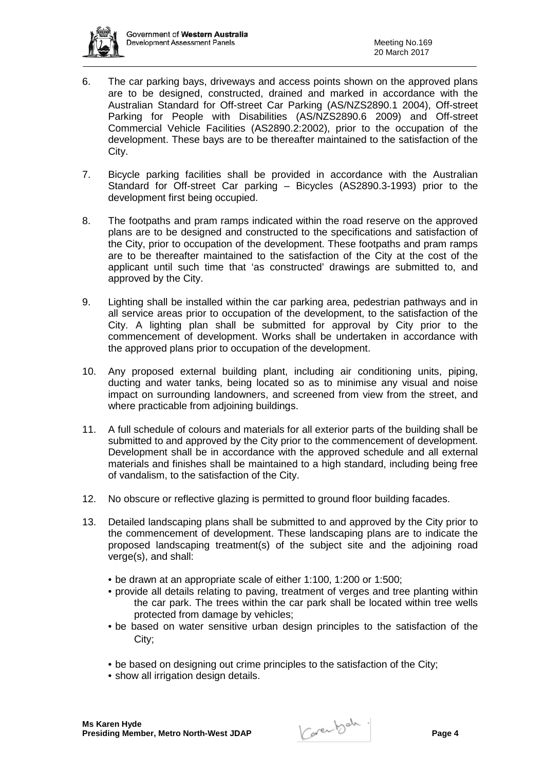6. The car parking bays, driveways and access points shown on the approved plans are to be designed, constructed, drained and marked in accordance with the Australian Standard for Off-street Car Parking (AS/NZS2890.1 2004), Off-street Parking for People with Disabilities (AS/NZS2890.6 2009) and Off-street Commercial Vehicle Facilities (AS2890.2:2002), prior to the occupation of the development. These bays are to be thereafter maintained to the satisfaction of the City.

7. Bicycle parking facilities shall be provided in accordance with the Australian Standard for Off-street Car parking – Bicycles (AS2890.3-1993) prior to the development first being occupied.

8. The footpaths and pram ramps indicated within the road reserve on the approved plans are to be designed and constructed to the specifications and satisfaction of the City, prior to occupation of the development. These footpaths and pram ramps are to be thereafter maintained to the satisfaction of the City at the cost of the applicant until such time that 'as constructed' drawings are submitted to, and approved by the City.

9. Lighting shall be installed within the car parking area, pedestrian pathways and in all service areas prior to occupation of the development, to the satisfaction of the City. A lighting plan shall be submitted for approval by City prior to the commencement of development. Works shall be undertaken in accordance with the approved plans prior to occupation of the development.

10. Any proposed external building plant, including air conditioning units, piping, ducting and water tanks, being located so as to minimise any visual and noise impact on surrounding landowners, and screened from view from the street, and where practicable from adjoining buildings.

11. A full schedule of colours and materials for all exterior parts of the building shall be submitted to and approved by the City prior to the commencement of development. Development shall be in accordance with the approved schedule and all external materials and finishes shall be maintained to a high standard, including being free of vandalism, to the satisfaction of the City.

12. No obscure or reflective glazing is permitted to ground floor building facades.

13. Detailed landscaping plans shall be submitted to and approved by the City prior to the commencement of development. These landscaping plans are to indicate the proposed landscaping treatment(s) of the subject site and the adjoining road verge(s), and shall:

    - be drawn at an appropriate scale of either 1:100, 1:200 or 1:500;
    - provide all details relating to paving, treatment of verges and tree planting within the car park. The trees within the car park shall be located within tree wells protected from damage by vehicles;
    - be based on water sensitive urban design principles to the satisfaction of the City;
    - be based on designing out crime principles to the satisfaction of the City;
    - show all irrigation design details.

**Ms Karen Hyde**
**Presiding Member, Metro North-West JDAP**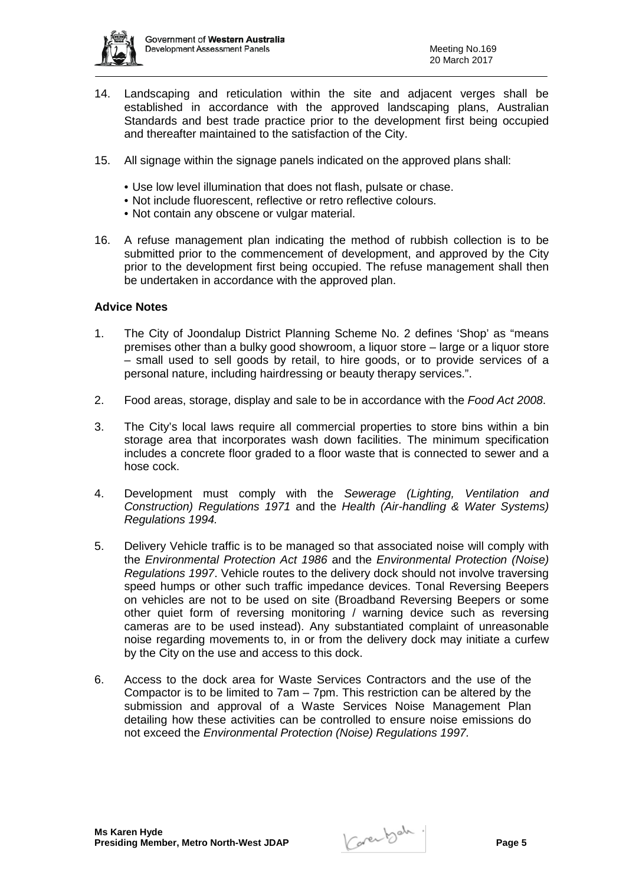14. Landscaping and reticulation within the site and adjacent verges shall be established in accordance with the approved landscaping plans, Australian Standards and best trade practice prior to the development first being occupied and thereafter maintained to the satisfaction of the City.

15. All signage within the signage panels indicated on the approved plans shall:

    - Use low level illumination that does not flash, pulsate or chase.
    - Not include fluorescent, reflective or retro reflective colours.
    - Not contain any obscene or vulgar material.

16. A refuse management plan indicating the method of rubbish collection is to be submitted prior to the commencement of development, and approved by the City prior to the development first being occupied. The refuse management shall then be undertaken in accordance with the approved plan.

**Advice Notes**

1. The City of Joondalup District Planning Scheme No. 2 defines 'Shop' as "means premises other than a bulky good showroom, a liquor store – large or a liquor store – small used to sell goods by retail, to hire goods, or to provide services of a personal nature, including hairdressing or beauty therapy services.".

2. Food areas, storage, display and sale to be in accordance with the *Food Act 2008*.

3. The City's local laws require all commercial properties to store bins within a bin storage area that incorporates wash down facilities. The minimum specification includes a concrete floor graded to a floor waste that is connected to sewer and a hose cock.

4. Development must comply with the *Sewerage (Lighting, Ventilation and Construction) Regulations 1971* and the *Health (Air-handling & Water Systems) Regulations 1994.*

5. Delivery Vehicle traffic is to be managed so that associated noise will comply with the *Environmental Protection Act 1986* and the *Environmental Protection (Noise) Regulations 1997*. Vehicle routes to the delivery dock should not involve traversing speed humps or other such traffic impedance devices. Tonal Reversing Beepers on vehicles are not to be used on site (Broadband Reversing Beepers or some other quiet form of reversing monitoring / warning device such as reversing cameras are to be used instead). Any substantiated complaint of unreasonable noise regarding movements to, in or from the delivery dock may initiate a curfew by the City on the use and access to this dock.

6. Access to the dock area for Waste Services Contractors and the use of the Compactor is to be limited to 7am – 7pm. This restriction can be altered by the submission and approval of a Waste Services Noise Management Plan detailing how these activities can be controlled to ensure noise emissions do not exceed the *Environmental Protection (Noise) Regulations 1997.*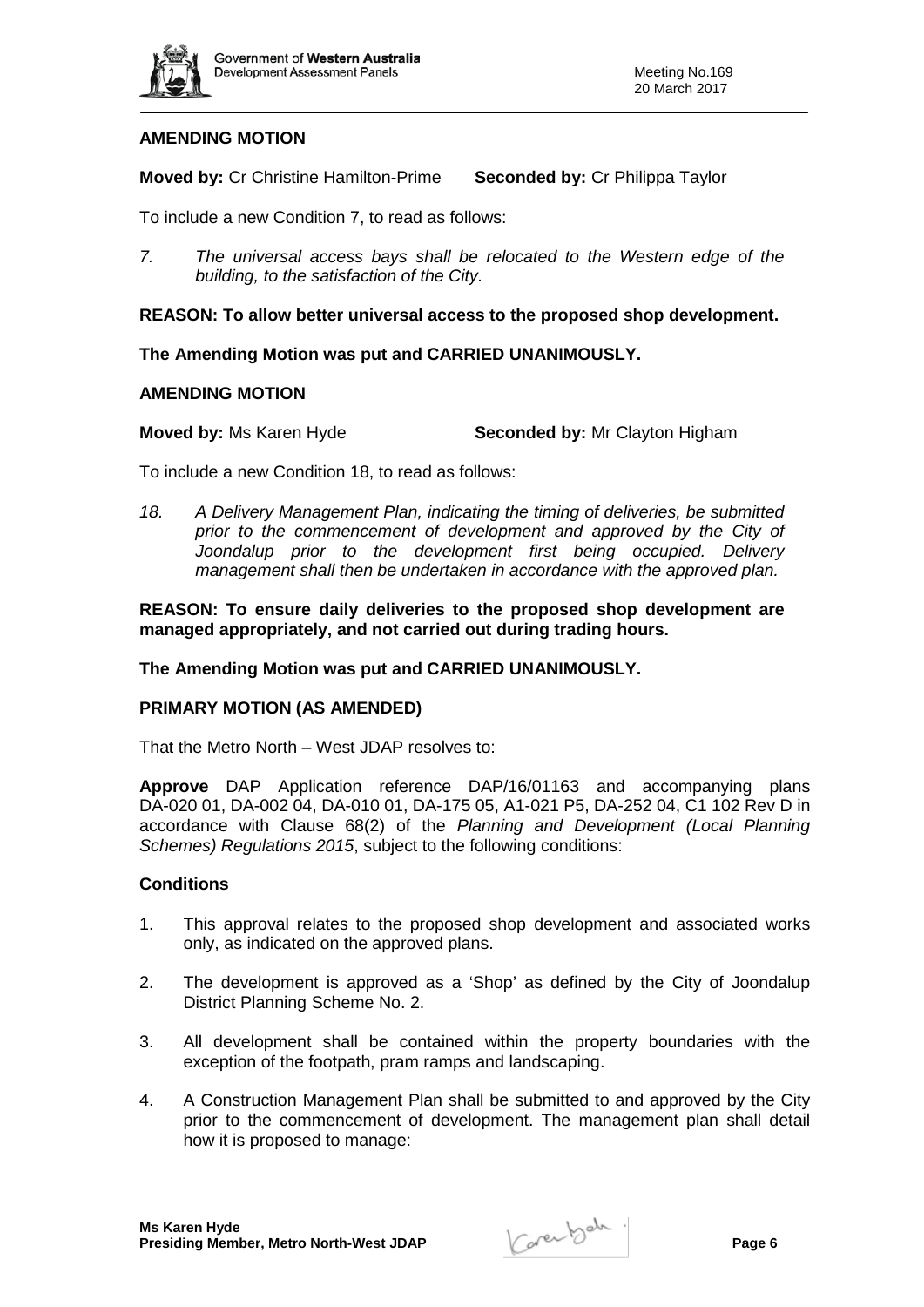**AMENDING MOTION**

**Moved by:** Cr Christine Hamilton-Prime **Seconded by:** Cr Philippa Taylor

To include a new Condition 7, to read as follows:

7. *The universal access bays shall be relocated to the Western edge of the building, to the satisfaction of the City.*

**REASON: To allow better universal access to the proposed shop development.**

**The Amending Motion was put and CARRIED UNANIMOUSLY.**

**AMENDING MOTION**

**Moved by:** Ms Karen Hyde **Seconded by:** Mr Clayton Higham

To include a new Condition 18, to read as follows:

18. *A Delivery Management Plan, indicating the timing of deliveries, be submitted prior to the commencement of development and approved by the City of Joondalup prior to the development first being occupied. Delivery management shall then be undertaken in accordance with the approved plan.*

**REASON: To ensure daily deliveries to the proposed shop development are managed appropriately, and not carried out during trading hours.**

**The Amending Motion was put and CARRIED UNANIMOUSLY.**

**PRIMARY MOTION (AS AMENDED)**

That the Metro North – West JDAP resolves to:

**Approve** DAP Application reference DAP/16/01163 and accompanying plans DA-020 01, DA-002 04, DA-010 01, DA-175 05, A1-021 P5, DA-252 04, C1 102 Rev D in accordance with Clause 68(2) of the *Planning and Development (Local Planning Schemes) Regulations 2015*, subject to the following conditions:

**Conditions**

1. This approval relates to the proposed shop development and associated works only, as indicated on the approved plans.
2. The development is approved as a 'Shop' as defined by the City of Joondalup District Planning Scheme No. 2.
3. All development shall be contained within the property boundaries with the exception of the footpath, pram ramps and landscaping.
4. A Construction Management Plan shall be submitted to and approved by the City prior to the commencement of development. The management plan shall detail how it is proposed to manage: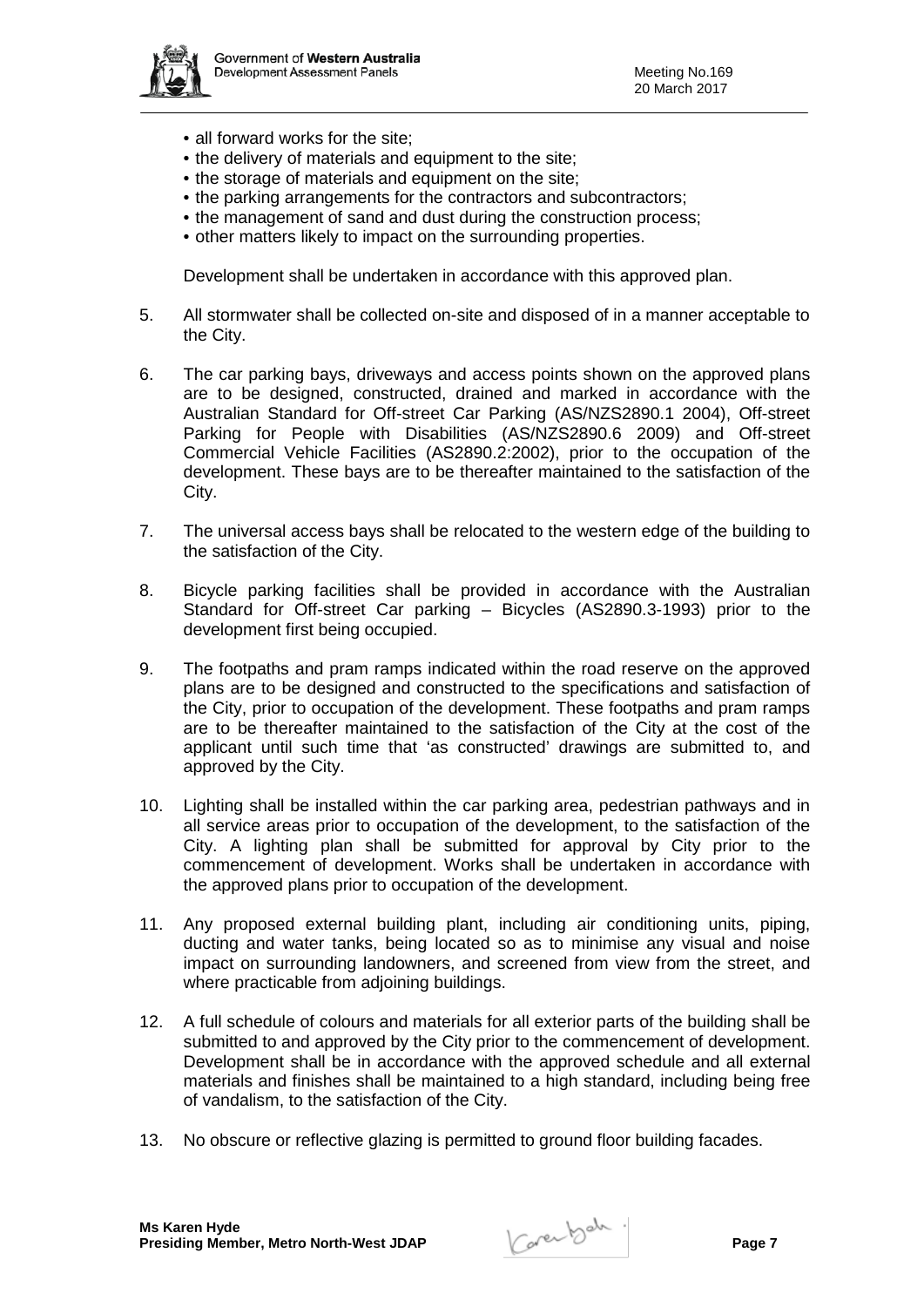- all forward works for the site;
- the delivery of materials and equipment to the site;
- the storage of materials and equipment on the site;
- the parking arrangements for the contractors and subcontractors;
- the management of sand and dust during the construction process;
- other matters likely to impact on the surrounding properties.

Development shall be undertaken in accordance with this approved plan.

5. All stormwater shall be collected on-site and disposed of in a manner acceptable to the City.

6. The car parking bays, driveways and access points shown on the approved plans are to be designed, constructed, drained and marked in accordance with the Australian Standard for Off-street Car Parking (AS/NZS2890.1 2004), Off-street Parking for People with Disabilities (AS/NZS2890.6 2009) and Off-street Commercial Vehicle Facilities (AS2890.2:2002), prior to the occupation of the development. These bays are to be thereafter maintained to the satisfaction of the City.

7. The universal access bays shall be relocated to the western edge of the building to the satisfaction of the City.

8. Bicycle parking facilities shall be provided in accordance with the Australian Standard for Off-street Car parking – Bicycles (AS2890.3-1993) prior to the development first being occupied.

9. The footpaths and pram ramps indicated within the road reserve on the approved plans are to be designed and constructed to the specifications and satisfaction of the City, prior to occupation of the development. These footpaths and pram ramps are to be thereafter maintained to the satisfaction of the City at the cost of the applicant until such time that 'as constructed' drawings are submitted to, and approved by the City.

10. Lighting shall be installed within the car parking area, pedestrian pathways and in all service areas prior to occupation of the development, to the satisfaction of the City. A lighting plan shall be submitted for approval by City prior to the commencement of development. Works shall be undertaken in accordance with the approved plans prior to occupation of the development.

11. Any proposed external building plant, including air conditioning units, piping, ducting and water tanks, being located so as to minimise any visual and noise impact on surrounding landowners, and screened from view from the street, and where practicable from adjoining buildings.

12. A full schedule of colours and materials for all exterior parts of the building shall be submitted to and approved by the City prior to the commencement of development. Development shall be in accordance with the approved schedule and all external materials and finishes shall be maintained to a high standard, including being free of vandalism, to the satisfaction of the City.

13. No obscure or reflective glazing is permitted to ground floor building facades.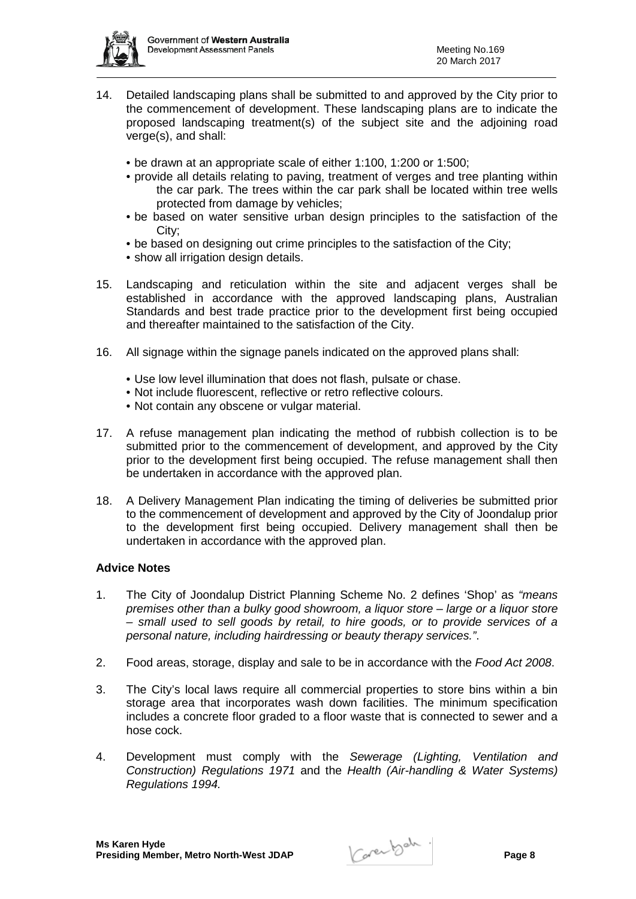14. Detailed landscaping plans shall be submitted to and approved by the City prior to the commencement of development. These landscaping plans are to indicate the proposed landscaping treatment(s) of the subject site and the adjoining road verge(s), and shall:

    - be drawn at an appropriate scale of either 1:100, 1:200 or 1:500;
    - provide all details relating to paving, treatment of verges and tree planting within the car park. The trees within the car park shall be located within tree wells protected from damage by vehicles;
    - be based on water sensitive urban design principles to the satisfaction of the City;
    - be based on designing out crime principles to the satisfaction of the City;
    - show all irrigation design details.

15. Landscaping and reticulation within the site and adjacent verges shall be established in accordance with the approved landscaping plans, Australian Standards and best trade practice prior to the development first being occupied and thereafter maintained to the satisfaction of the City.

16. All signage within the signage panels indicated on the approved plans shall:

    - Use low level illumination that does not flash, pulsate or chase.
    - Not include fluorescent, reflective or retro reflective colours.
    - Not contain any obscene or vulgar material.

17. A refuse management plan indicating the method of rubbish collection is to be submitted prior to the commencement of development, and approved by the City prior to the development first being occupied. The refuse management shall then be undertaken in accordance with the approved plan.

18. A Delivery Management Plan indicating the timing of deliveries be submitted prior to the commencement of development and approved by the City of Joondalup prior to the development first being occupied. Delivery management shall then be undertaken in accordance with the approved plan.

**Advice Notes**

1. The City of Joondalup District Planning Scheme No. 2 defines 'Shop' as *"means premises other than a bulky good showroom, a liquor store – large or a liquor store – small used to sell goods by retail, to hire goods, or to provide services of a personal nature, including hairdressing or beauty therapy services."*.

2. Food areas, storage, display and sale to be in accordance with the *Food Act 2008*.

3. The City's local laws require all commercial properties to store bins within a bin storage area that incorporates wash down facilities. The minimum specification includes a concrete floor graded to a floor waste that is connected to sewer and a hose cock.

4. Development must comply with the *Sewerage (Lighting, Ventilation and Construction) Regulations 1971* and the *Health (Air-handling & Water Systems) Regulations 1994.*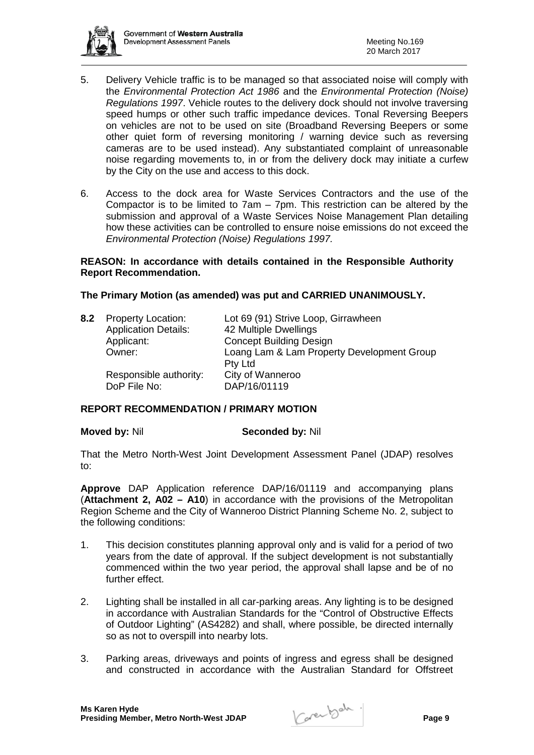5. Delivery Vehicle traffic is to be managed so that associated noise will comply with the *Environmental Protection Act 1986* and the *Environmental Protection (Noise) Regulations 1997*. Vehicle routes to the delivery dock should not involve traversing speed humps or other such traffic impedance devices. Tonal Reversing Beepers on vehicles are not to be used on site (Broadband Reversing Beepers or some other quiet form of reversing monitoring / warning device such as reversing cameras are to be used instead). Any substantiated complaint of unreasonable noise regarding movements to, in or from the delivery dock may initiate a curfew by the City on the use and access to this dock.

6. Access to the dock area for Waste Services Contractors and the use of the Compactor is to be limited to 7am – 7pm. This restriction can be altered by the submission and approval of a Waste Services Noise Management Plan detailing how these activities can be controlled to ensure noise emissions do not exceed the *Environmental Protection (Noise) Regulations 1997.*

**REASON: In accordance with details contained in the Responsible Authority Report Recommendation.**

**The Primary Motion (as amended) was put and CARRIED UNANIMOUSLY.**

| | | |
|---|---|---|
| **8.2** | Property Location: | Lot 69 (91) Strive Loop, Girrawheen |
| | Application Details: | 42 Multiple Dwellings |
| | Applicant: | Concept Building Design |
| | Owner: | Loang Lam & Lam Property Development Group Pty Ltd |
| | Responsible authority: | City of Wanneroo |
| | DoP File No: | DAP/16/01119 |

**REPORT RECOMMENDATION / PRIMARY MOTION**

**Moved by:** Nil **Seconded by:** Nil

That the Metro North-West Joint Development Assessment Panel (JDAP) resolves to:

**Approve** DAP Application reference DAP/16/01119 and accompanying plans (**Attachment 2, A02 – A10**) in accordance with the provisions of the Metropolitan Region Scheme and the City of Wanneroo District Planning Scheme No. 2, subject to the following conditions:

1. This decision constitutes planning approval only and is valid for a period of two years from the date of approval. If the subject development is not substantially commenced within the two year period, the approval shall lapse and be of no further effect.

2. Lighting shall be installed in all car-parking areas. Any lighting is to be designed in accordance with Australian Standards for the "Control of Obstructive Effects of Outdoor Lighting" (AS4282) and shall, where possible, be directed internally so as not to overspill into nearby lots.

3. Parking areas, driveways and points of ingress and egress shall be designed and constructed in accordance with the Australian Standard for Offstreet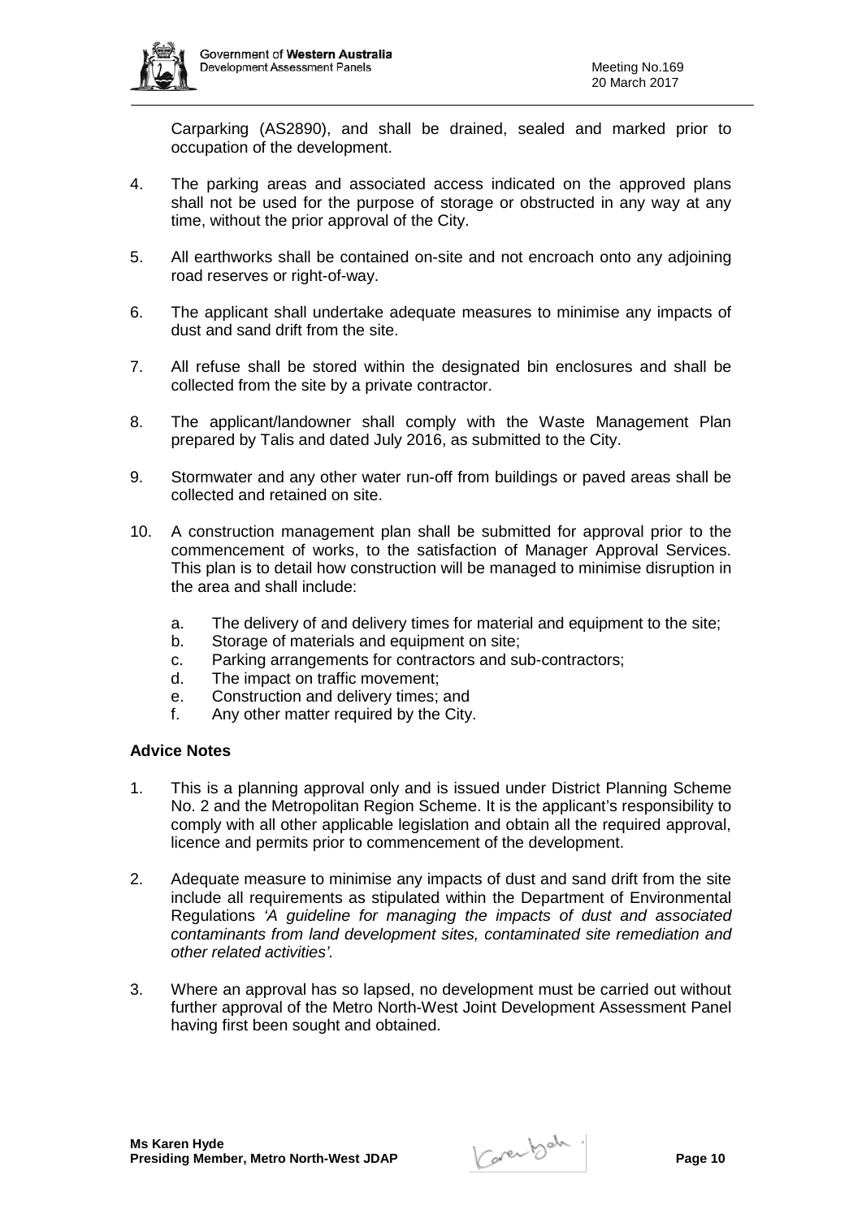Carparking (AS2890), and shall be drained, sealed and marked prior to occupation of the development.

4. The parking areas and associated access indicated on the approved plans shall not be used for the purpose of storage or obstructed in any way at any time, without the prior approval of the City.

5. All earthworks shall be contained on-site and not encroach onto any adjoining road reserves or right-of-way.

6. The applicant shall undertake adequate measures to minimise any impacts of dust and sand drift from the site.

7. All refuse shall be stored within the designated bin enclosures and shall be collected from the site by a private contractor.

8. The applicant/landowner shall comply with the Waste Management Plan prepared by Talis and dated July 2016, as submitted to the City.

9. Stormwater and any other water run-off from buildings or paved areas shall be collected and retained on site.

10. A construction management plan shall be submitted for approval prior to the commencement of works, to the satisfaction of Manager Approval Services. This plan is to detail how construction will be managed to minimise disruption in the area and shall include:

    a. The delivery of and delivery times for material and equipment to the site;
    b. Storage of materials and equipment on site;
    c. Parking arrangements for contractors and sub-contractors;
    d. The impact on traffic movement;
    e. Construction and delivery times; and
    f. Any other matter required by the City.

**Advice Notes**

1. This is a planning approval only and is issued under District Planning Scheme No. 2 and the Metropolitan Region Scheme. It is the applicant's responsibility to comply with all other applicable legislation and obtain all the required approval, licence and permits prior to commencement of the development.

2. Adequate measure to minimise any impacts of dust and sand drift from the site include all requirements as stipulated within the Department of Environmental Regulations *'A guideline for managing the impacts of dust and associated contaminants from land development sites, contaminated site remediation and other related activities'.*

3. Where an approval has so lapsed, no development must be carried out without further approval of the Metro North-West Joint Development Assessment Panel having first been sought and obtained.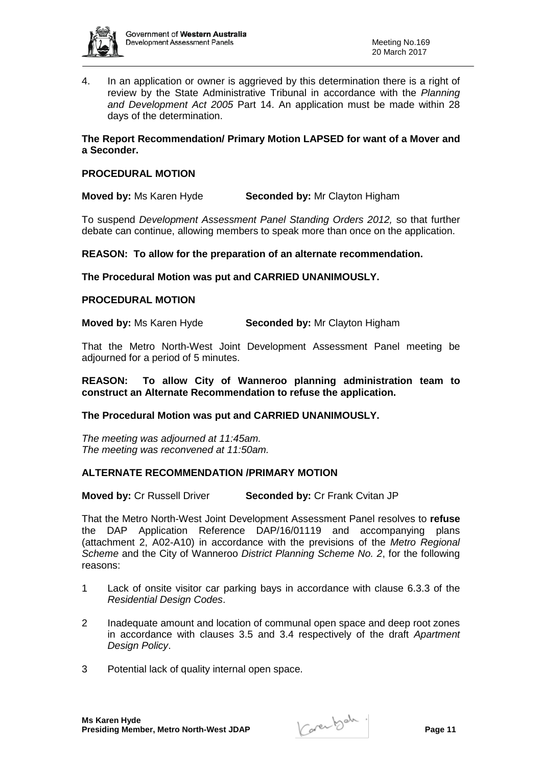4. In an application or owner is aggrieved by this determination there is a right of review by the State Administrative Tribunal in accordance with the *Planning and Development Act 2005* Part 14. An application must be made within 28 days of the determination.

**The Report Recommendation/ Primary Motion LAPSED for want of a Mover and a Seconder.**

**PROCEDURAL MOTION**

**Moved by:** Ms Karen Hyde **Seconded by:** Mr Clayton Higham

To suspend *Development Assessment Panel Standing Orders 2012,* so that further debate can continue, allowing members to speak more than once on the application.

**REASON: To allow for the preparation of an alternate recommendation.**

**The Procedural Motion was put and CARRIED UNANIMOUSLY.**

**PROCEDURAL MOTION**

**Moved by:** Ms Karen Hyde **Seconded by:** Mr Clayton Higham

That the Metro North-West Joint Development Assessment Panel meeting be adjourned for a period of 5 minutes.

**REASON: To allow City of Wanneroo planning administration team to construct an Alternate Recommendation to refuse the application.**

**The Procedural Motion was put and CARRIED UNANIMOUSLY.**

*The meeting was adjourned at 11:45am.*
*The meeting was reconvened at 11:50am.*

**ALTERNATE RECOMMENDATION /PRIMARY MOTION**

**Moved by:** Cr Russell Driver **Seconded by:** Cr Frank Cvitan JP

That the Metro North-West Joint Development Assessment Panel resolves to **refuse** the DAP Application Reference DAP/16/01119 and accompanying plans (attachment 2, A02-A10) in accordance with the previsions of the *Metro Regional Scheme* and the City of Wanneroo *District Planning Scheme No. 2*, for the following reasons:

1 Lack of onsite visitor car parking bays in accordance with clause 6.3.3 of the *Residential Design Codes*.

2 Inadequate amount and location of communal open space and deep root zones in accordance with clauses 3.5 and 3.4 respectively of the draft *Apartment Design Policy*.

3 Potential lack of quality internal open space.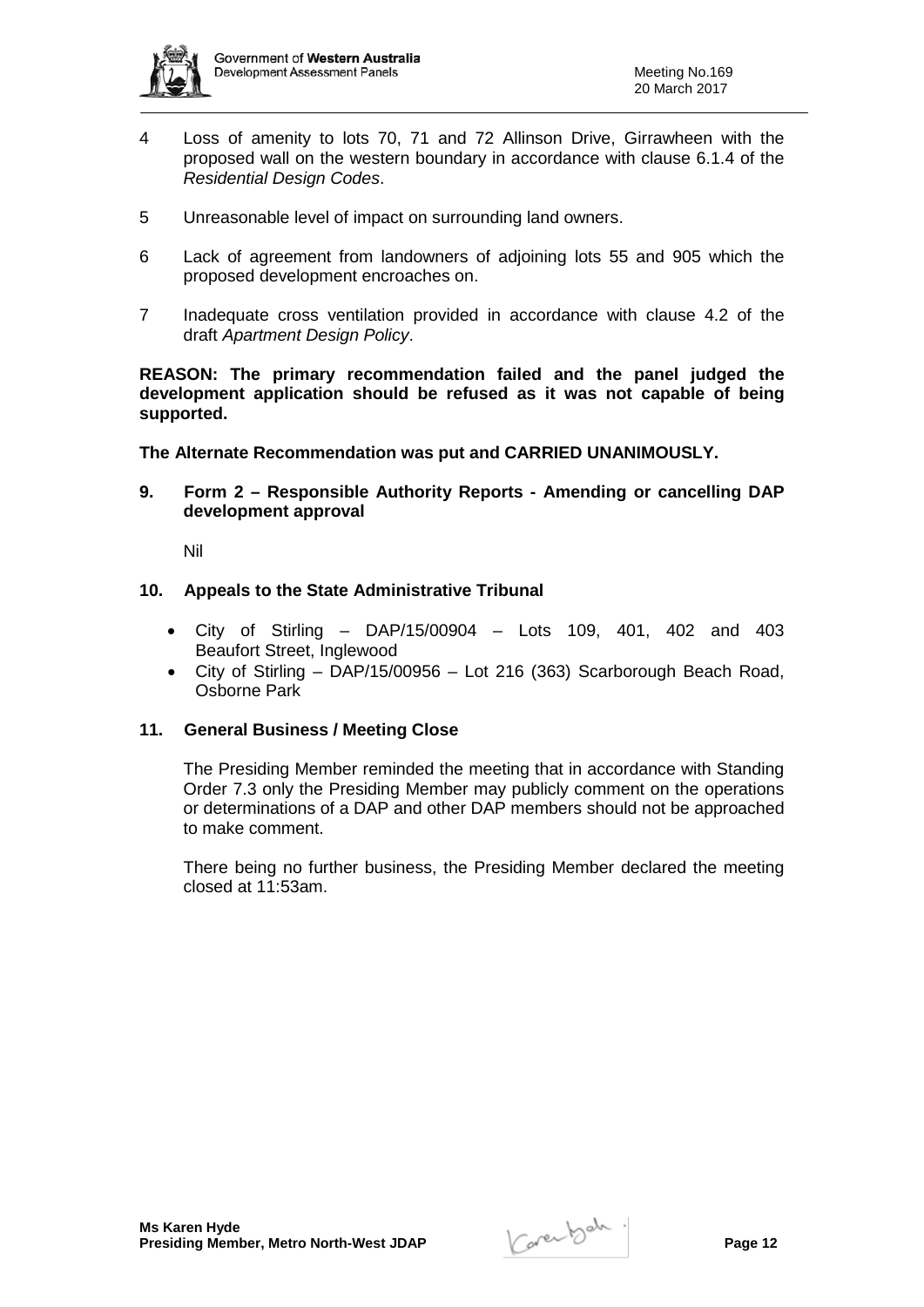4 Loss of amenity to lots 70, 71 and 72 Allinson Drive, Girrawheen with the proposed wall on the western boundary in accordance with clause 6.1.4 of the *Residential Design Codes*.

5 Unreasonable level of impact on surrounding land owners.

6 Lack of agreement from landowners of adjoining lots 55 and 905 which the proposed development encroaches on.

7 Inadequate cross ventilation provided in accordance with clause 4.2 of the draft *Apartment Design Policy*.

**REASON: The primary recommendation failed and the panel judged the development application should be refused as it was not capable of being supported.**

**The Alternate Recommendation was put and CARRIED UNANIMOUSLY.**

## 9. Form 2 – Responsible Authority Reports - Amending or cancelling DAP development approval

Nil

## 10. Appeals to the State Administrative Tribunal

- City of Stirling – DAP/15/00904 – Lots 109, 401, 402 and 403 Beaufort Street, Inglewood
- City of Stirling – DAP/15/00956 – Lot 216 (363) Scarborough Beach Road, Osborne Park

## 11. General Business / Meeting Close

The Presiding Member reminded the meeting that in accordance with Standing Order 7.3 only the Presiding Member may publicly comment on the operations or determinations of a DAP and other DAP members should not be approached to make comment.

There being no further business, the Presiding Member declared the meeting closed at 11:53am.

**Ms Karen Hyde**
**Presiding Member, Metro North-West JDAP**